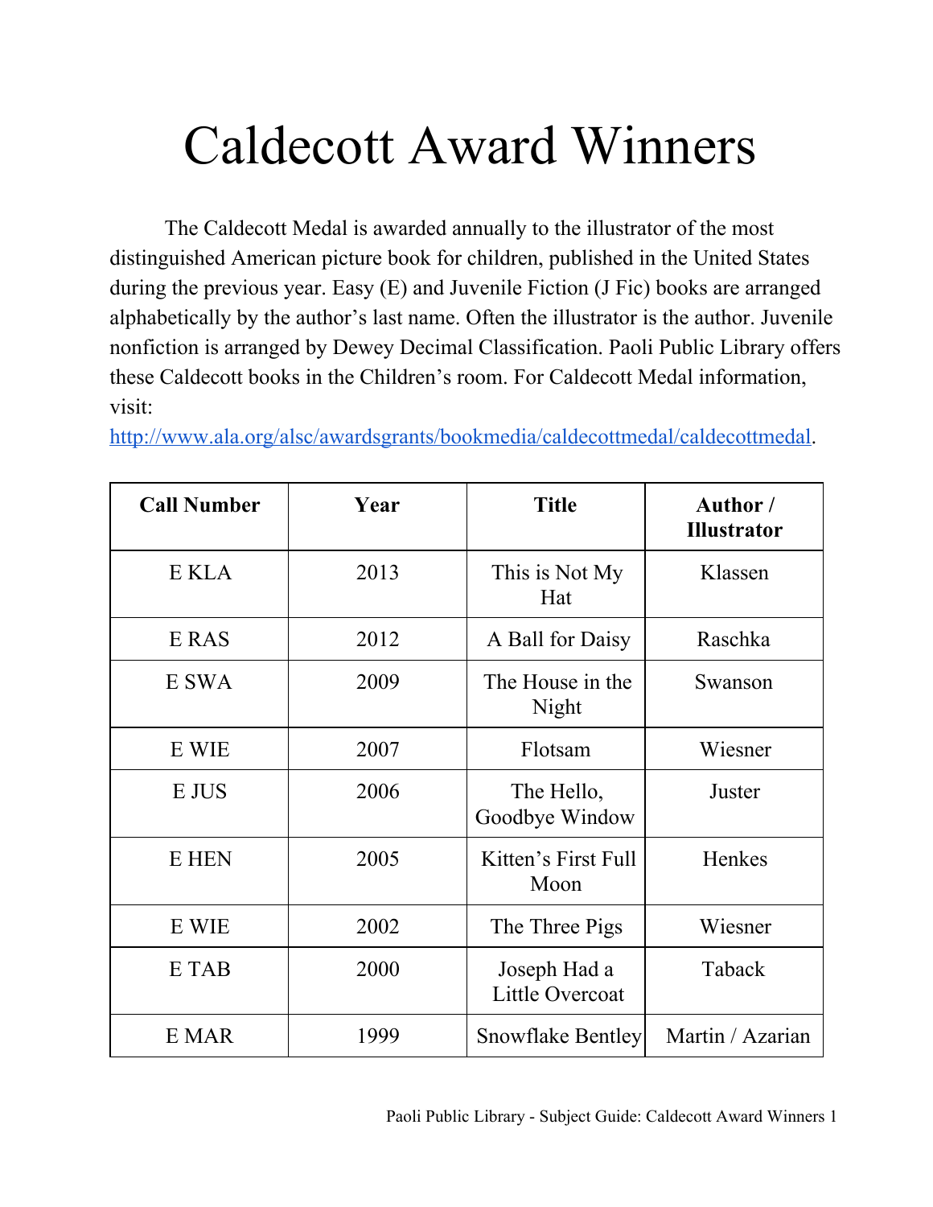# Caldecott Award Winners

The Caldecott Medal is awarded annually to the illustrator of the most distinguished American picture book for children, published in the United States during the previous year. Easy (E) and Juvenile Fiction (J Fic) books are arranged alphabetically by the author's last name. Often the illustrator is the author. Juvenile nonfiction is arranged by Dewey Decimal Classification. Paoli Public Library offers these Caldecott books in the Children's room. For Caldecott Medal information, visit: [http://www.ala.org/alsc/awardsgrants/bookmedia/caldecottmedal/caldecottmedal](http://www.ala.org/alsc/awardsgrants/bookmedia/caldecottmedal/caldecottmedal).

| Call Number | Year | Title | Author / Illustrator |
|---|---|---|---|
| E KLA | 2013 | This is Not My Hat | Klassen |
| E RAS | 2012 | A Ball for Daisy | Raschka |
| E SWA | 2009 | The House in the Night | Swanson |
| E WIE | 2007 | Flotsam | Wiesner |
| E JUS | 2006 | The Hello, Goodbye Window | Juster |
| E HEN | 2005 | Kitten's First Full Moon | Henkes |
| E WIE | 2002 | The Three Pigs | Wiesner |
| E TAB | 2000 | Joseph Had a Little Overcoat | Taback |
| E MAR | 1999 | Snowflake Bentley | Martin / Azarian |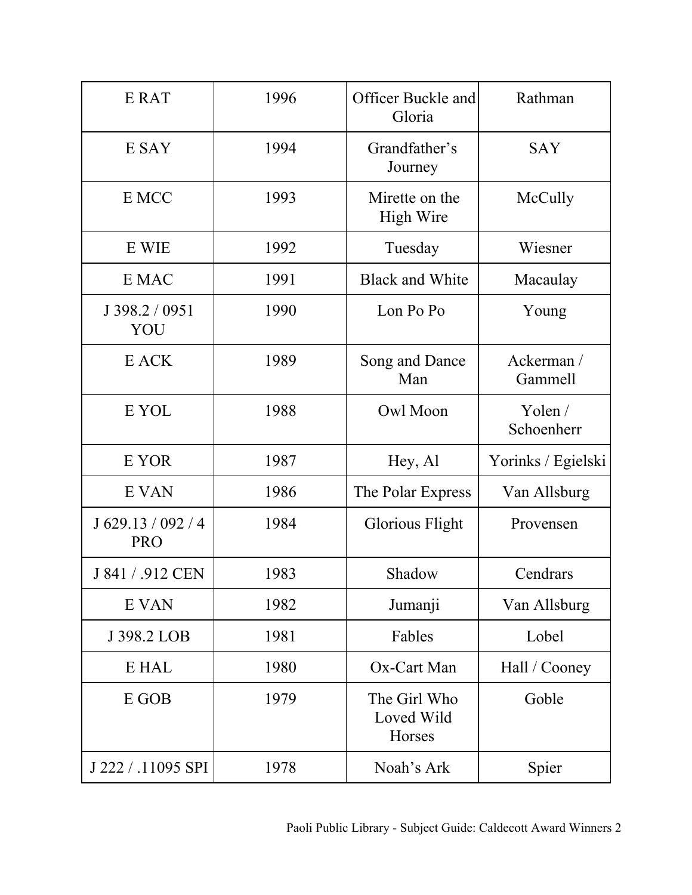| E RAT | 1996 | Officer Buckle and Gloria | Rathman |
|---|---|---|---|
| E SAY | 1994 | Grandfather's Journey | SAY |
| E MCC | 1993 | Mirette on the High Wire | McCully |
| E WIE | 1992 | Tuesday | Wiesner |
| E MAC | 1991 | Black and White | Macaulay |
| J 398.2 / 0951 YOU | 1990 | Lon Po Po | Young |
| E ACK | 1989 | Song and Dance Man | Ackerman / Gammell |
| E YOL | 1988 | Owl Moon | Yolen / Schoenherr |
| E YOR | 1987 | Hey, Al | Yorinks / Egielski |
| E VAN | 1986 | The Polar Express | Van Allsburg |
| J 629.13 / 092 / 4 PRO | 1984 | Glorious Flight | Provensen |
| J 841 / .912 CEN | 1983 | Shadow | Cendrars |
| E VAN | 1982 | Jumanji | Van Allsburg |
| J 398.2 LOB | 1981 | Fables | Lobel |
| E HAL | 1980 | Ox-Cart Man | Hall / Cooney |
| E GOB | 1979 | The Girl Who Loved Wild Horses | Goble |
| J 222 / .11095 SPI | 1978 | Noah's Ark | Spier |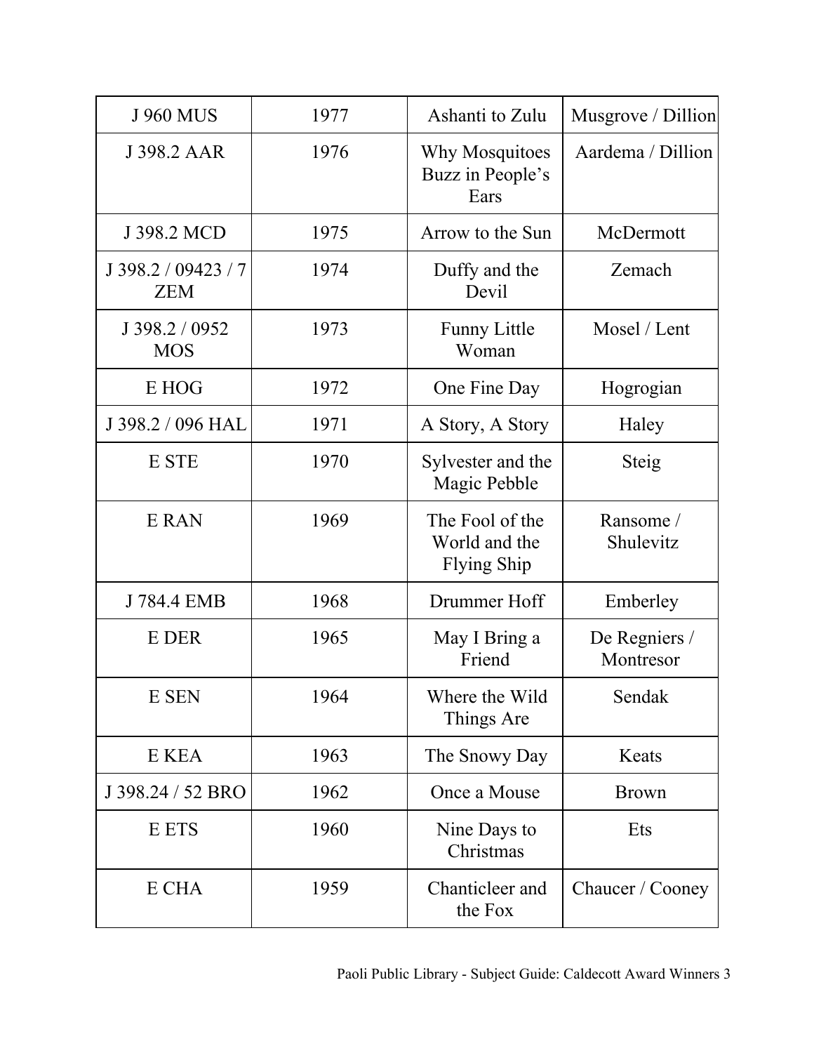| J 960 MUS | 1977 | Ashanti to Zulu | Musgrove / Dillion |
|---|---|---|---|
| J 398.2 AAR | 1976 | Why Mosquitoes Buzz in People's Ears | Aardema / Dillion |
| J 398.2 MCD | 1975 | Arrow to the Sun | McDermott |
| J 398.2 / 09423 / 7 ZEM | 1974 | Duffy and the Devil | Zemach |
| J 398.2 / 0952 MOS | 1973 | Funny Little Woman | Mosel / Lent |
| E HOG | 1972 | One Fine Day | Hogrogian |
| J 398.2 / 096 HAL | 1971 | A Story, A Story | Haley |
| E STE | 1970 | Sylvester and the Magic Pebble | Steig |
| E RAN | 1969 | The Fool of the World and the Flying Ship | Ransome / Shulevitz |
| J 784.4 EMB | 1968 | Drummer Hoff | Emberley |
| E DER | 1965 | May I Bring a Friend | De Regniers / Montresor |
| E SEN | 1964 | Where the Wild Things Are | Sendak |
| E KEA | 1963 | The Snowy Day | Keats |
| J 398.24 / 52 BRO | 1962 | Once a Mouse | Brown |
| E ETS | 1960 | Nine Days to Christmas | Ets |
| E CHA | 1959 | Chanticleer and the Fox | Chaucer / Cooney |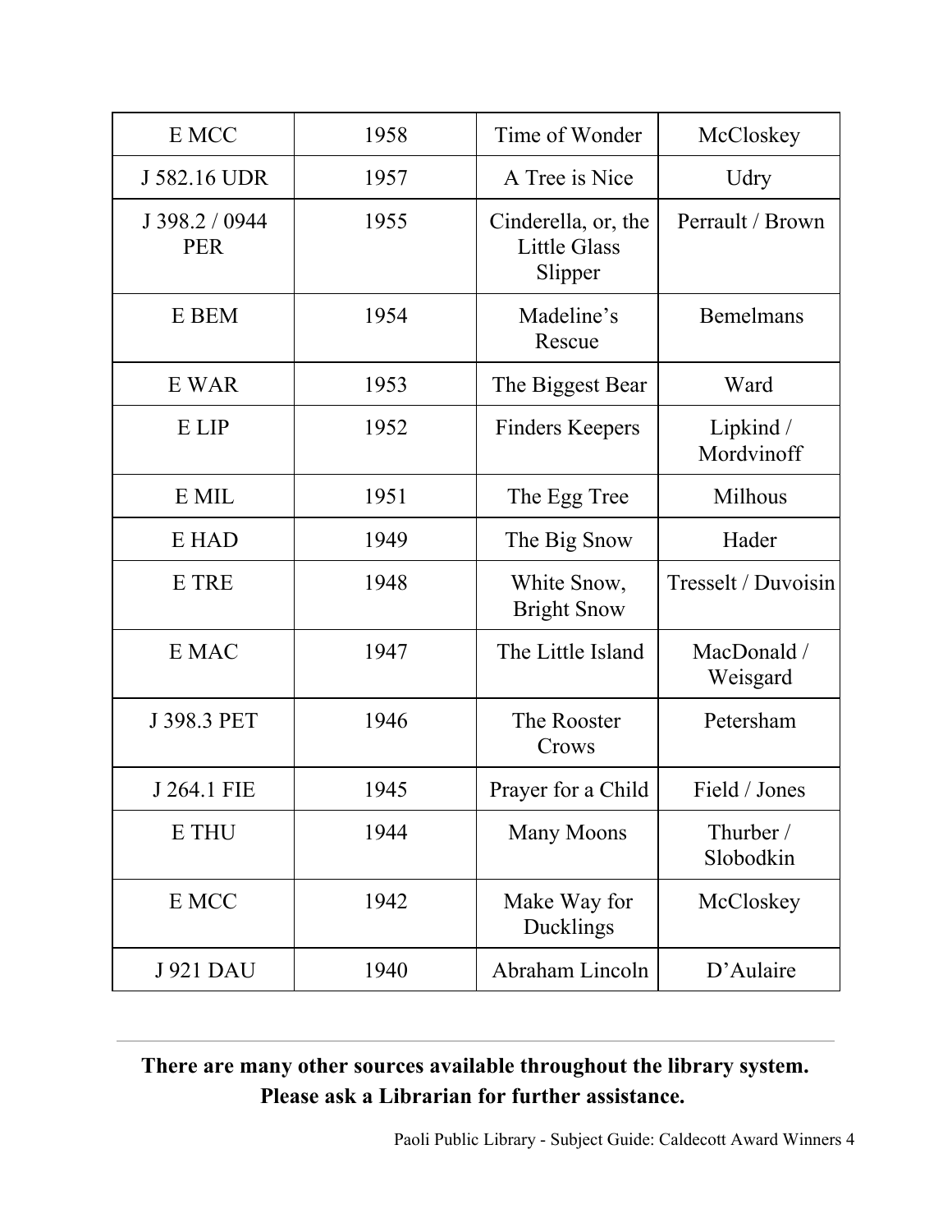| | | | |
|---|---|---|---|
| E MCC | 1958 | Time of Wonder | McCloskey |
| J 582.16 UDR | 1957 | A Tree is Nice | Udry |
| J 398.2 / 0944 PER | 1955 | Cinderella, or, the Little Glass Slipper | Perrault / Brown |
| E BEM | 1954 | Madeline's Rescue | Bemelmans |
| E WAR | 1953 | The Biggest Bear | Ward |
| E LIP | 1952 | Finders Keepers | Lipkind / Mordvinoff |
| E MIL | 1951 | The Egg Tree | Milhous |
| E HAD | 1949 | The Big Snow | Hader |
| E TRE | 1948 | White Snow, Bright Snow | Tresselt / Duvoisin |
| E MAC | 1947 | The Little Island | MacDonald / Weisgard |
| J 398.3 PET | 1946 | The Rooster Crows | Petersham |
| J 264.1 FIE | 1945 | Prayer for a Child | Field / Jones |
| E THU | 1944 | Many Moons | Thurber / Slobodkin |
| E MCC | 1942 | Make Way for Ducklings | McCloskey |
| J 921 DAU | 1940 | Abraham Lincoln | D'Aulaire |

---

**There are many other sources available throughout the library system. Please ask a Librarian for further assistance.**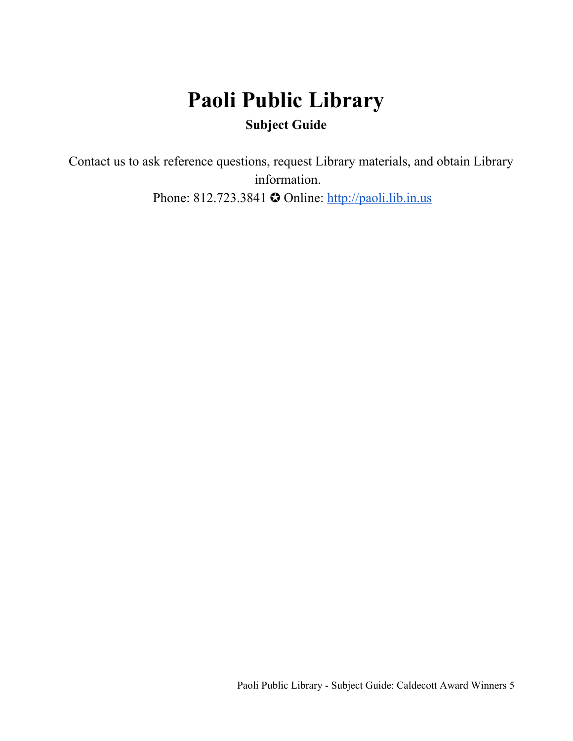# Paoli Public Library

**Subject Guide**

Contact us to ask reference questions, request Library materials, and obtain Library information.

Phone: 812.723.3841 ✪ Online: [http://paoli.lib.in.us](http://paoli.lib.in.us)